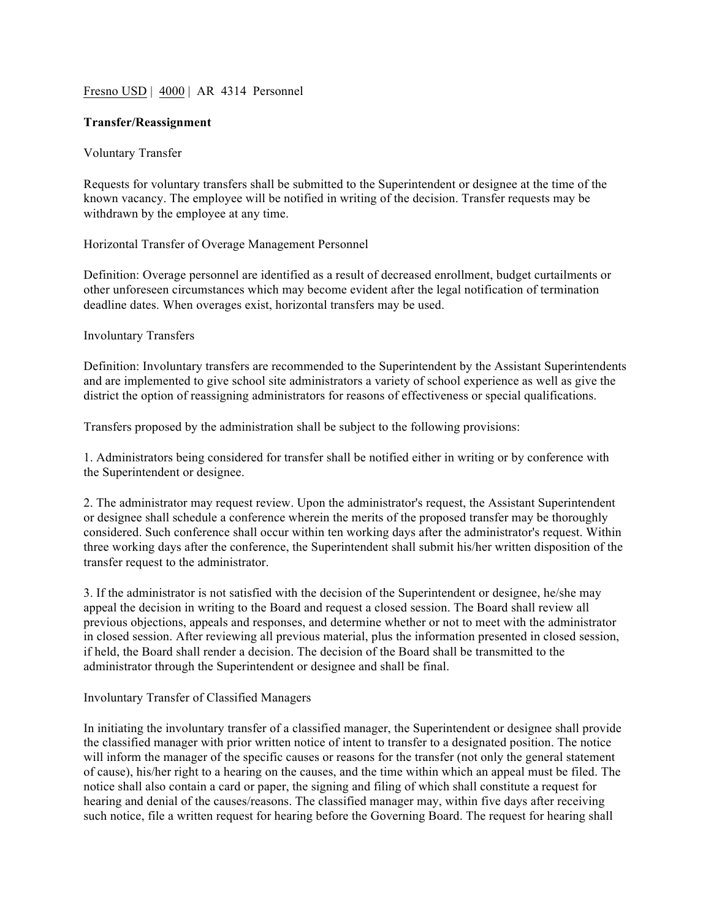Fresno USD | 4000 | AR 4314 Personnel

**Transfer/Reassignment**

Voluntary Transfer

Requests for voluntary transfers shall be submitted to the Superintendent or designee at the time of the known vacancy. The employee will be notified in writing of the decision. Transfer requests may be withdrawn by the employee at any time.

Horizontal Transfer of Overage Management Personnel

Definition: Overage personnel are identified as a result of decreased enrollment, budget curtailments or other unforeseen circumstances which may become evident after the legal notification of termination deadline dates. When overages exist, horizontal transfers may be used.

Involuntary Transfers

Definition: Involuntary transfers are recommended to the Superintendent by the Assistant Superintendents and are implemented to give school site administrators a variety of school experience as well as give the district the option of reassigning administrators for reasons of effectiveness or special qualifications.

Transfers proposed by the administration shall be subject to the following provisions:

1. Administrators being considered for transfer shall be notified either in writing or by conference with the Superintendent or designee.

2. The administrator may request review. Upon the administrator's request, the Assistant Superintendent or designee shall schedule a conference wherein the merits of the proposed transfer may be thoroughly considered. Such conference shall occur within ten working days after the administrator's request. Within three working days after the conference, the Superintendent shall submit his/her written disposition of the transfer request to the administrator.

3. If the administrator is not satisfied with the decision of the Superintendent or designee, he/she may appeal the decision in writing to the Board and request a closed session. The Board shall review all previous objections, appeals and responses, and determine whether or not to meet with the administrator in closed session. After reviewing all previous material, plus the information presented in closed session, if held, the Board shall render a decision. The decision of the Board shall be transmitted to the administrator through the Superintendent or designee and shall be final.

Involuntary Transfer of Classified Managers

In initiating the involuntary transfer of a classified manager, the Superintendent or designee shall provide the classified manager with prior written notice of intent to transfer to a designated position. The notice will inform the manager of the specific causes or reasons for the transfer (not only the general statement of cause), his/her right to a hearing on the causes, and the time within which an appeal must be filed. The notice shall also contain a card or paper, the signing and filing of which shall constitute a request for hearing and denial of the causes/reasons. The classified manager may, within five days after receiving such notice, file a written request for hearing before the Governing Board. The request for hearing shall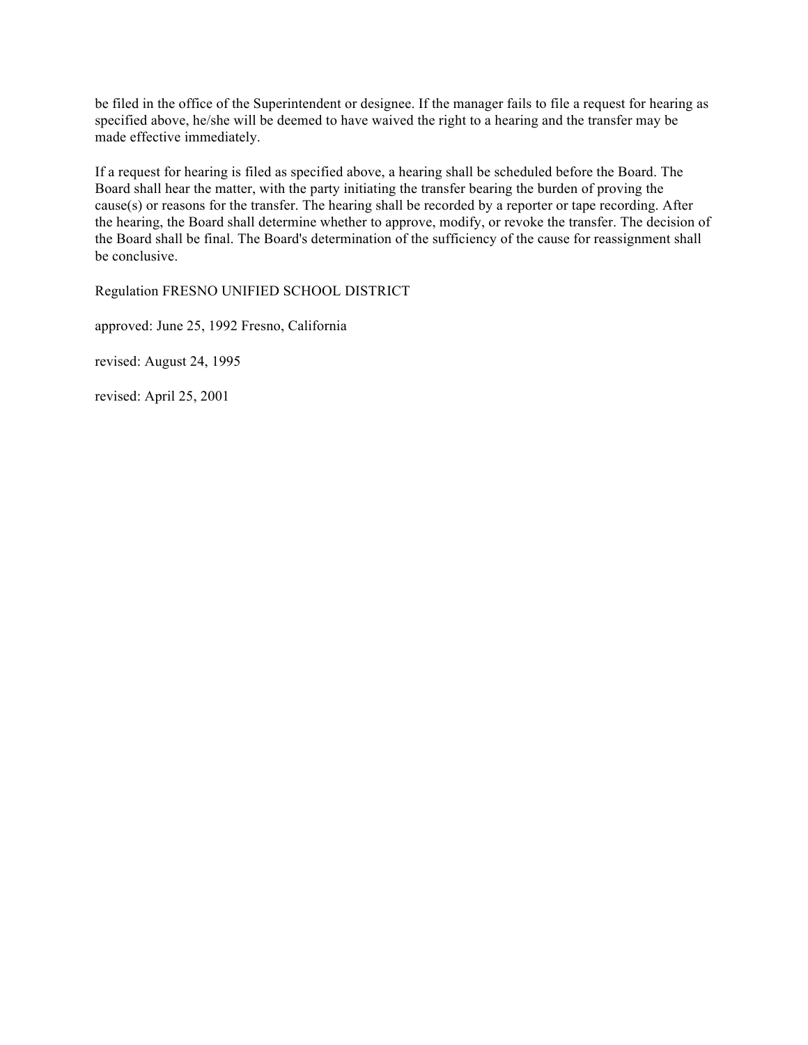be filed in the office of the Superintendent or designee. If the manager fails to file a request for hearing as specified above, he/she will be deemed to have waived the right to a hearing and the transfer may be made effective immediately.

If a request for hearing is filed as specified above, a hearing shall be scheduled before the Board. The Board shall hear the matter, with the party initiating the transfer bearing the burden of proving the cause(s) or reasons for the transfer. The hearing shall be recorded by a reporter or tape recording. After the hearing, the Board shall determine whether to approve, modify, or revoke the transfer. The decision of the Board shall be final. The Board's determination of the sufficiency of the cause for reassignment shall be conclusive.

Regulation FRESNO UNIFIED SCHOOL DISTRICT

approved: June 25, 1992 Fresno, California

revised: August 24, 1995

revised: April 25, 2001